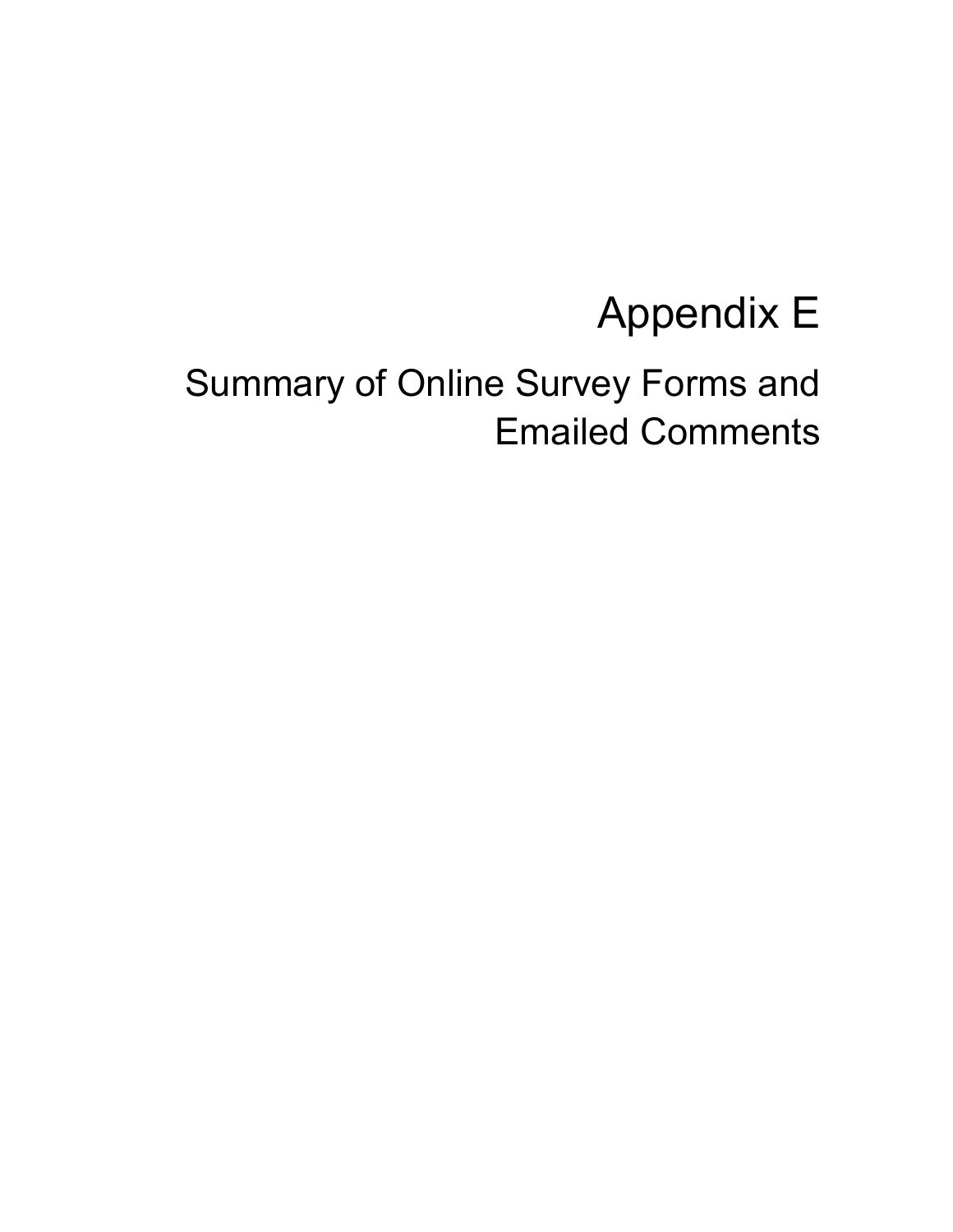# Appendix E

## Summary of Online Survey Forms and Emailed Comments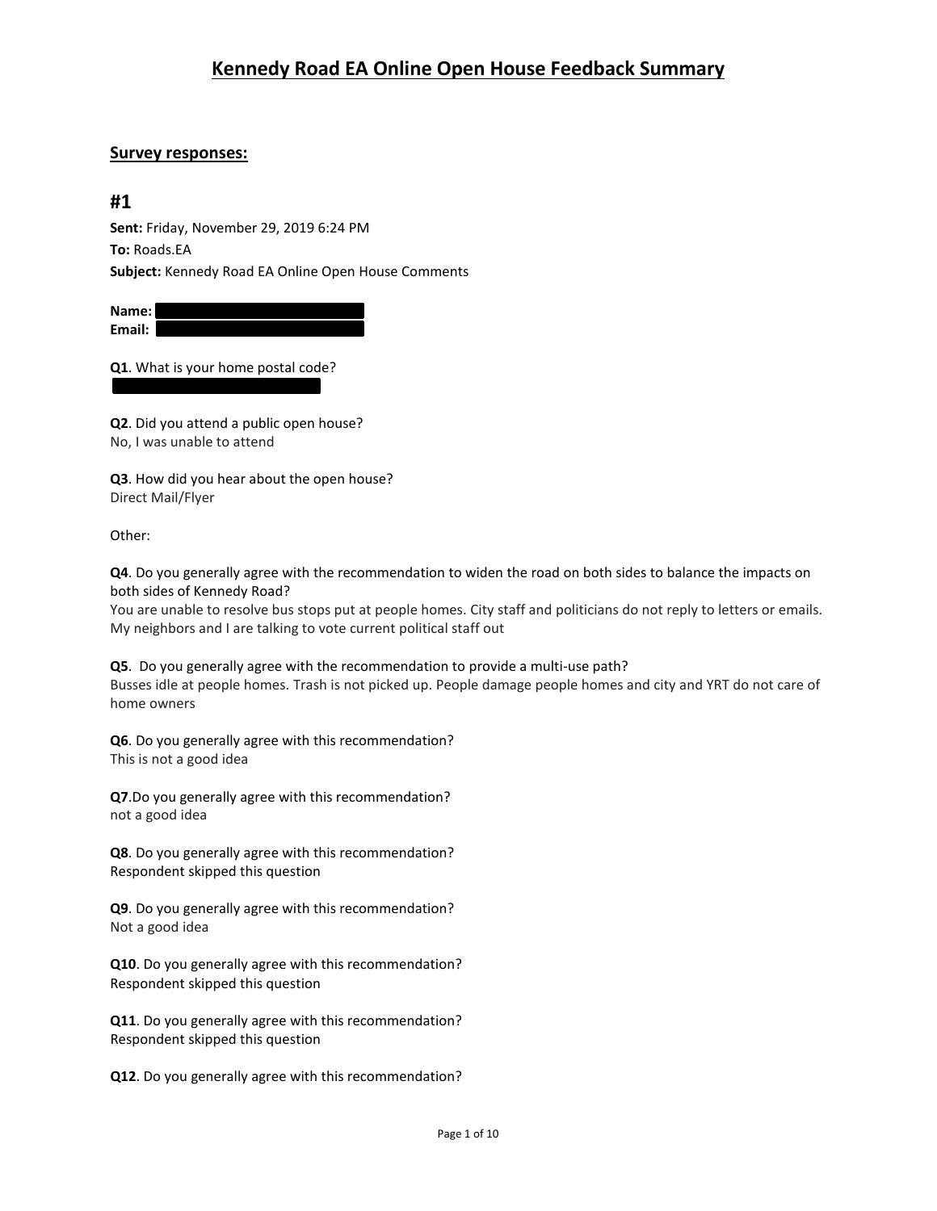# Kennedy Road EA Online Open House Feedback Summary

## Survey responses:

## #1

**Sent:** Friday, November 29, 2019 6:24 PM
**To:** Roads.EA
**Subject:** Kennedy Road EA Online Open House Comments

**Name:** 
**Email:** 

**Q1**. What is your home postal code?

**Q2**. Did you attend a public open house?
No, I was unable to attend

**Q3**. How did you hear about the open house?
Direct Mail/Flyer

Other:

**Q4**. Do you generally agree with the recommendation to widen the road on both sides to balance the impacts on both sides of Kennedy Road?
You are unable to resolve bus stops put at people homes. City staff and politicians do not reply to letters or emails. My neighbors and I are talking to vote current political staff out

**Q5**. Do you generally agree with the recommendation to provide a multi-use path?
Busses idle at people homes. Trash is not picked up. People damage people homes and city and YRT do not care of home owners

**Q6**. Do you generally agree with this recommendation?
This is not a good idea

**Q7**.Do you generally agree with this recommendation?
not a good idea

**Q8**. Do you generally agree with this recommendation?
Respondent skipped this question

**Q9**. Do you generally agree with this recommendation?
Not a good idea

**Q10**. Do you generally agree with this recommendation?
Respondent skipped this question

**Q11**. Do you generally agree with this recommendation?
Respondent skipped this question

**Q12**. Do you generally agree with this recommendation?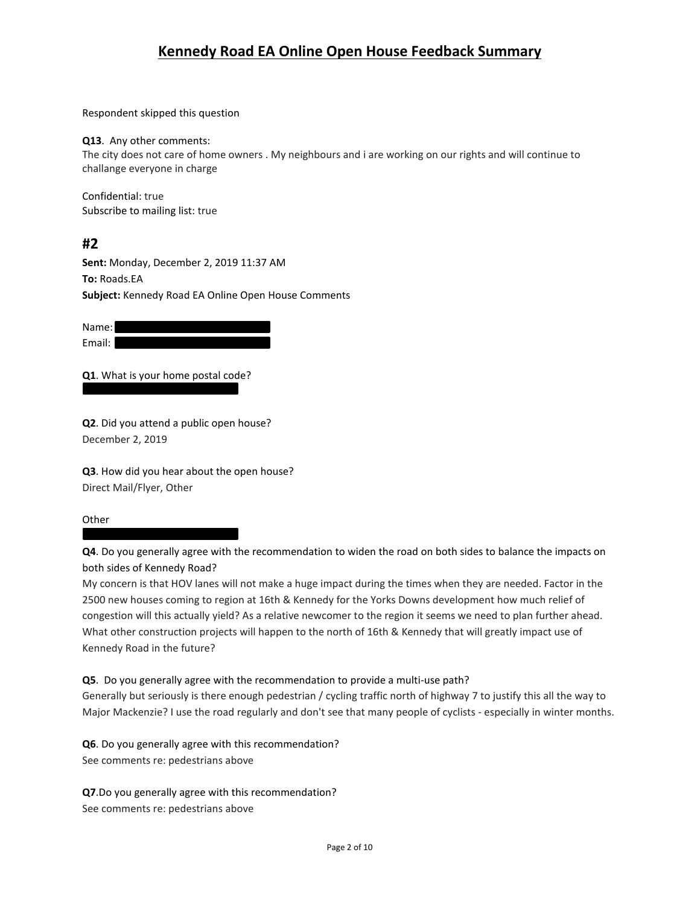Respondent skipped this question

**Q13**. Any other comments:
The city does not care of home owners . My neighbours and i are working on our rights and will continue to challange everyone in charge

Confidential: true
Subscribe to mailing list: true

## #2

**Sent:** Monday, December 2, 2019 11:37 AM
**To:** Roads.EA
**Subject:** Kennedy Road EA Online Open House Comments

Name: 
Email: 

**Q1**. What is your home postal code?

**Q2**. Did you attend a public open house?
December 2, 2019

**Q3**. How did you hear about the open house?
Direct Mail/Flyer, Other

Other

**Q4**. Do you generally agree with the recommendation to widen the road on both sides to balance the impacts on both sides of Kennedy Road?
My concern is that HOV lanes will not make a huge impact during the times when they are needed. Factor in the 2500 new houses coming to region at 16th & Kennedy for the Yorks Downs development how much relief of congestion will this actually yield? As a relative newcomer to the region it seems we need to plan further ahead. What other construction projects will happen to the north of 16th & Kennedy that will greatly impact use of Kennedy Road in the future?

**Q5**. Do you generally agree with the recommendation to provide a multi-use path?
Generally but seriously is there enough pedestrian / cycling traffic north of highway 7 to justify this all the way to Major Mackenzie? I use the road regularly and don't see that many people of cyclists - especially in winter months.

**Q6**. Do you generally agree with this recommendation?
See comments re: pedestrians above

**Q7**.Do you generally agree with this recommendation?
See comments re: pedestrians above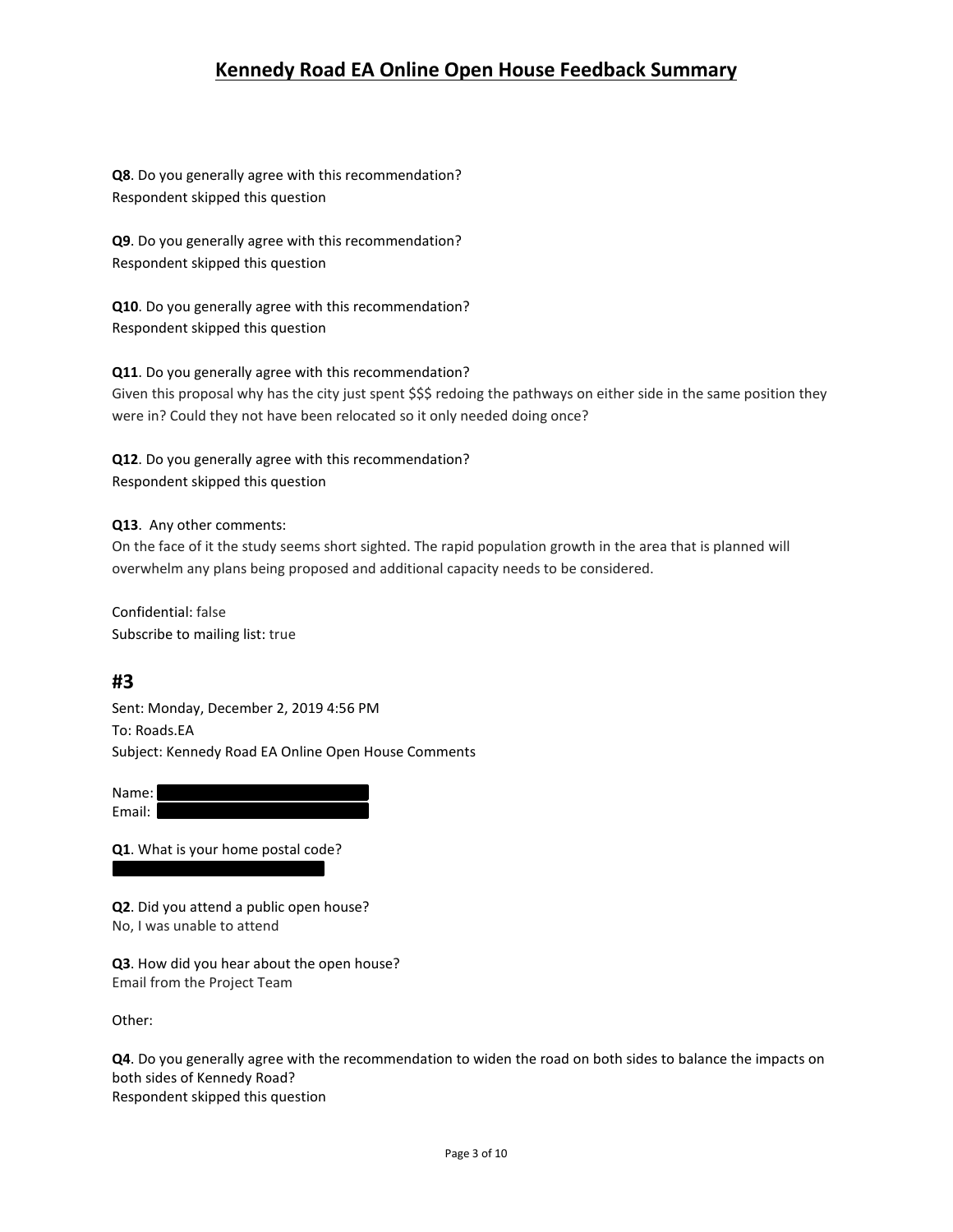**Q8**. Do you generally agree with this recommendation?
Respondent skipped this question

**Q9**. Do you generally agree with this recommendation?
Respondent skipped this question

**Q10**. Do you generally agree with this recommendation?
Respondent skipped this question

**Q11**. Do you generally agree with this recommendation?
Given this proposal why has the city just spent $$$ redoing the pathways on either side in the same position they were in? Could they not have been relocated so it only needed doing once?

**Q12**. Do you generally agree with this recommendation?
Respondent skipped this question

**Q13**. Any other comments:
On the face of it the study seems short sighted. The rapid population growth in the area that is planned will overwhelm any plans being proposed and additional capacity needs to be considered.

Confidential: false
Subscribe to mailing list: true

## #3

Sent: Monday, December 2, 2019 4:56 PM
To: Roads.EA
Subject: Kennedy Road EA Online Open House Comments

Name: [REDACTED]
Email: [REDACTED]

**Q1**. What is your home postal code?
[REDACTED]

**Q2**. Did you attend a public open house?
No, I was unable to attend

**Q3**. How did you hear about the open house?
Email from the Project Team

Other:

**Q4**. Do you generally agree with the recommendation to widen the road on both sides to balance the impacts on both sides of Kennedy Road?
Respondent skipped this question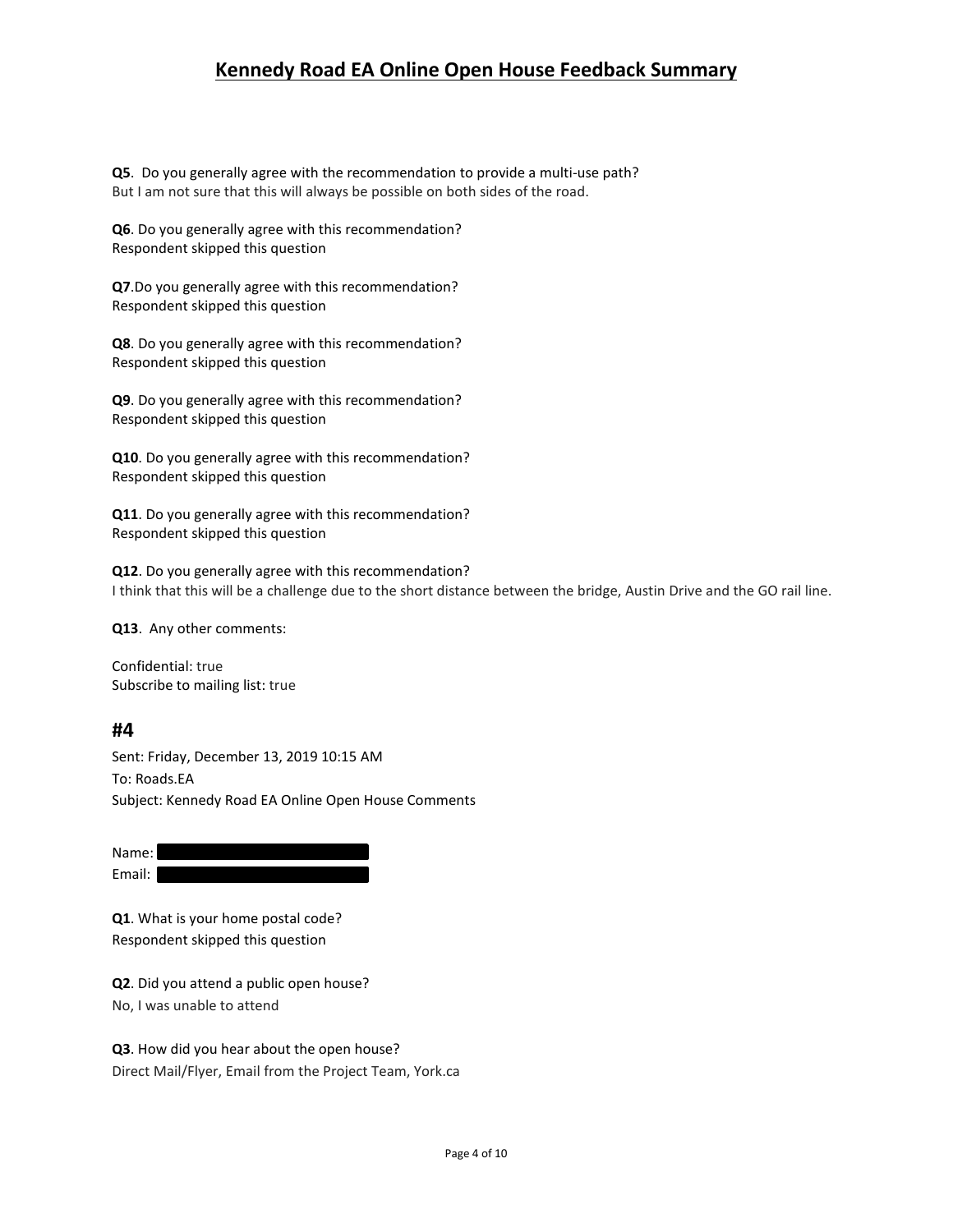**Q5**. Do you generally agree with the recommendation to provide a multi-use path?
But I am not sure that this will always be possible on both sides of the road.

**Q6**. Do you generally agree with this recommendation?
Respondent skipped this question

**Q7**.Do you generally agree with this recommendation?
Respondent skipped this question

**Q8**. Do you generally agree with this recommendation?
Respondent skipped this question

**Q9**. Do you generally agree with this recommendation?
Respondent skipped this question

**Q10**. Do you generally agree with this recommendation?
Respondent skipped this question

**Q11**. Do you generally agree with this recommendation?
Respondent skipped this question

**Q12**. Do you generally agree with this recommendation?
I think that this will be a challenge due to the short distance between the bridge, Austin Drive and the GO rail line.

**Q13**. Any other comments:

Confidential: true
Subscribe to mailing list: true

## #4

Sent: Friday, December 13, 2019 10:15 AM
To: Roads.EA
Subject: Kennedy Road EA Online Open House Comments

Name:
Email:

**Q1**. What is your home postal code?
Respondent skipped this question

**Q2**. Did you attend a public open house?
No, I was unable to attend

**Q3**. How did you hear about the open house?
Direct Mail/Flyer, Email from the Project Team, York.ca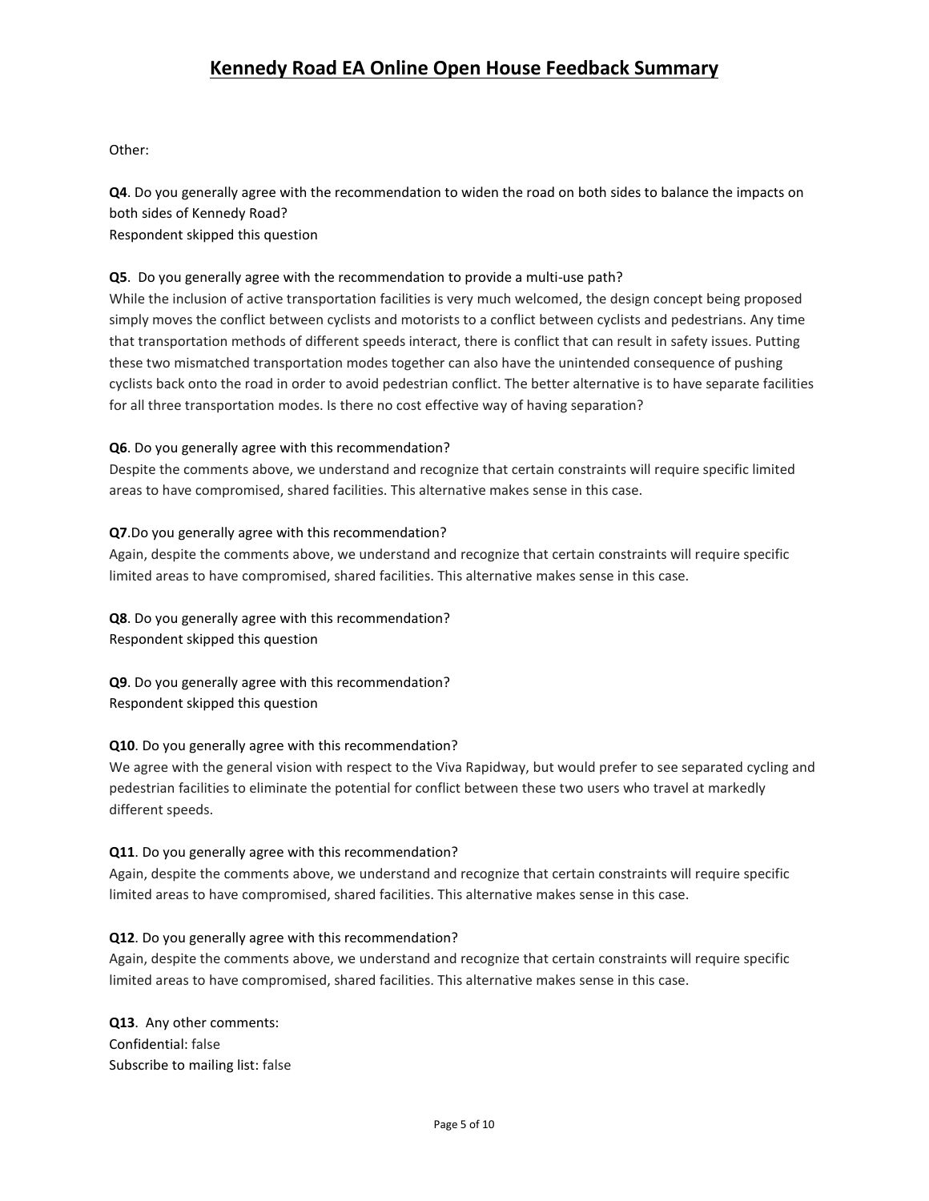Other:

**Q4**. Do you generally agree with the recommendation to widen the road on both sides to balance the impacts on both sides of Kennedy Road?
Respondent skipped this question

**Q5**. Do you generally agree with the recommendation to provide a multi-use path?
While the inclusion of active transportation facilities is very much welcomed, the design concept being proposed simply moves the conflict between cyclists and motorists to a conflict between cyclists and pedestrians. Any time that transportation methods of different speeds interact, there is conflict that can result in safety issues. Putting these two mismatched transportation modes together can also have the unintended consequence of pushing cyclists back onto the road in order to avoid pedestrian conflict. The better alternative is to have separate facilities for all three transportation modes. Is there no cost effective way of having separation?

**Q6**. Do you generally agree with this recommendation?
Despite the comments above, we understand and recognize that certain constraints will require specific limited areas to have compromised, shared facilities. This alternative makes sense in this case.

**Q7**.Do you generally agree with this recommendation?
Again, despite the comments above, we understand and recognize that certain constraints will require specific limited areas to have compromised, shared facilities. This alternative makes sense in this case.

**Q8**. Do you generally agree with this recommendation?
Respondent skipped this question

**Q9**. Do you generally agree with this recommendation?
Respondent skipped this question

**Q10**. Do you generally agree with this recommendation?
We agree with the general vision with respect to the Viva Rapidway, but would prefer to see separated cycling and pedestrian facilities to eliminate the potential for conflict between these two users who travel at markedly different speeds.

**Q11**. Do you generally agree with this recommendation?
Again, despite the comments above, we understand and recognize that certain constraints will require specific limited areas to have compromised, shared facilities. This alternative makes sense in this case.

**Q12**. Do you generally agree with this recommendation?
Again, despite the comments above, we understand and recognize that certain constraints will require specific limited areas to have compromised, shared facilities. This alternative makes sense in this case.

**Q13**. Any other comments:
Confidential: false
Subscribe to mailing list: false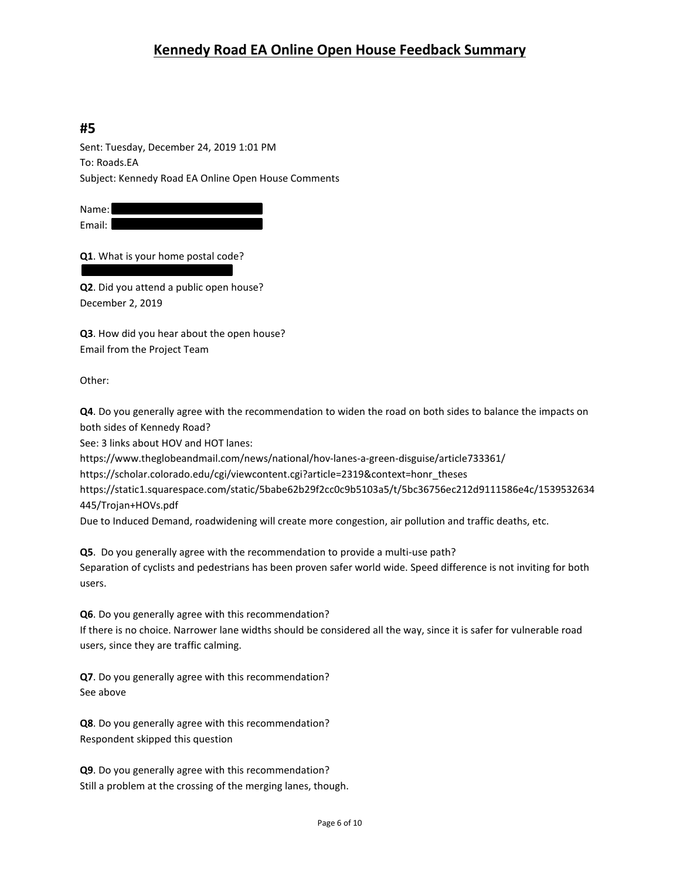# Kennedy Road EA Online Open House Feedback Summary

## #5

Sent: Tuesday, December 24, 2019 1:01 PM
To: Roads.EA
Subject: Kennedy Road EA Online Open House Comments

Name:
Email:

**Q1**. What is your home postal code?

**Q2**. Did you attend a public open house?
December 2, 2019

**Q3**. How did you hear about the open house?
Email from the Project Team

Other:

**Q4**. Do you generally agree with the recommendation to widen the road on both sides to balance the impacts on both sides of Kennedy Road?
See: 3 links about HOV and HOT lanes:
https://www.theglobeandmail.com/news/national/hov-lanes-a-green-disguise/article733361/
https://scholar.colorado.edu/cgi/viewcontent.cgi?article=2319&context=honr_theses
https://static1.squarespace.com/static/5babe62b29f2cc0c9b5103a5/t/5bc36756ec212d9111586e4c/1539532634445/Trojan+HOVs.pdf
Due to Induced Demand, roadwidening will create more congestion, air pollution and traffic deaths, etc.

**Q5**. Do you generally agree with the recommendation to provide a multi-use path?
Separation of cyclists and pedestrians has been proven safer world wide. Speed difference is not inviting for both users.

**Q6**. Do you generally agree with this recommendation?
If there is no choice. Narrower lane widths should be considered all the way, since it is safer for vulnerable road users, since they are traffic calming.

**Q7**. Do you generally agree with this recommendation?
See above

**Q8**. Do you generally agree with this recommendation?
Respondent skipped this question

**Q9**. Do you generally agree with this recommendation?
Still a problem at the crossing of the merging lanes, though.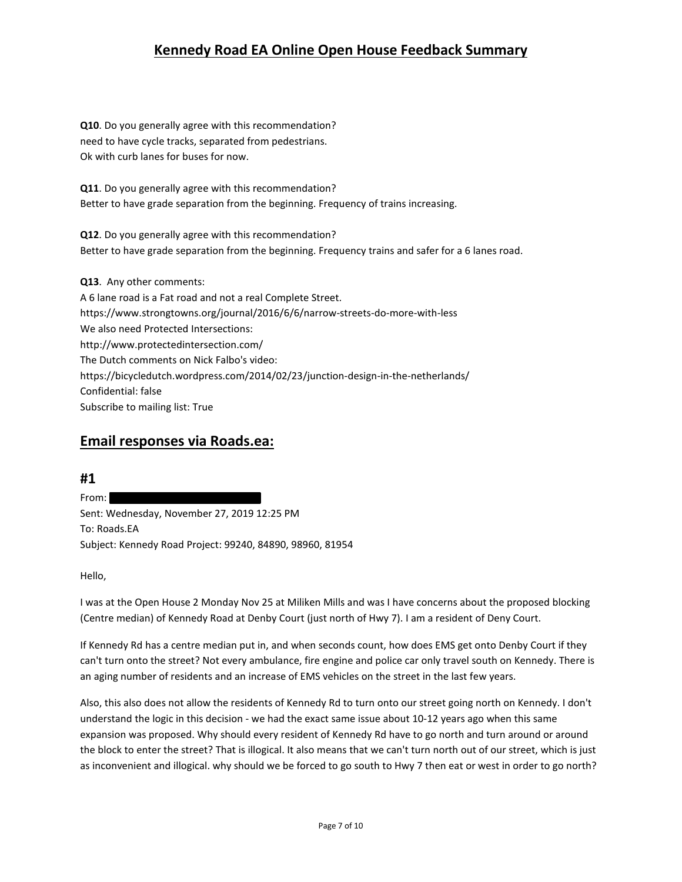**Q10**. Do you generally agree with this recommendation?
need to have cycle tracks, separated from pedestrians.
Ok with curb lanes for buses for now.

**Q11**. Do you generally agree with this recommendation?
Better to have grade separation from the beginning. Frequency of trains increasing.

**Q12**. Do you generally agree with this recommendation?
Better to have grade separation from the beginning. Frequency trains and safer for a 6 lanes road.

**Q13**. Any other comments:
A 6 lane road is a Fat road and not a real Complete Street.
https://www.strongtowns.org/journal/2016/6/6/narrow-streets-do-more-with-less
We also need Protected Intersections:
http://www.protectedintersection.com/
The Dutch comments on Nick Falbo's video:
https://bicycledutch.wordpress.com/2014/02/23/junction-design-in-the-netherlands/
Confidential: false
Subscribe to mailing list: True

## Email responses via Roads.ea:

### #1

From: [REDACTED]
Sent: Wednesday, November 27, 2019 12:25 PM
To: Roads.EA
Subject: Kennedy Road Project: 99240, 84890, 98960, 81954

Hello,

I was at the Open House 2 Monday Nov 25 at Miliken Mills and was I have concerns about the proposed blocking (Centre median) of Kennedy Road at Denby Court (just north of Hwy 7). I am a resident of Deny Court.

If Kennedy Rd has a centre median put in, and when seconds count, how does EMS get onto Denby Court if they can't turn onto the street? Not every ambulance, fire engine and police car only travel south on Kennedy. There is an aging number of residents and an increase of EMS vehicles on the street in the last few years.

Also, this also does not allow the residents of Kennedy Rd to turn onto our street going north on Kennedy. I don't understand the logic in this decision - we had the exact same issue about 10-12 years ago when this same expansion was proposed. Why should every resident of Kennedy Rd have to go north and turn around or around the block to enter the street? That is illogical. It also means that we can't turn north out of our street, which is just as inconvenient and illogical. why should we be forced to go south to Hwy 7 then eat or west in order to go north?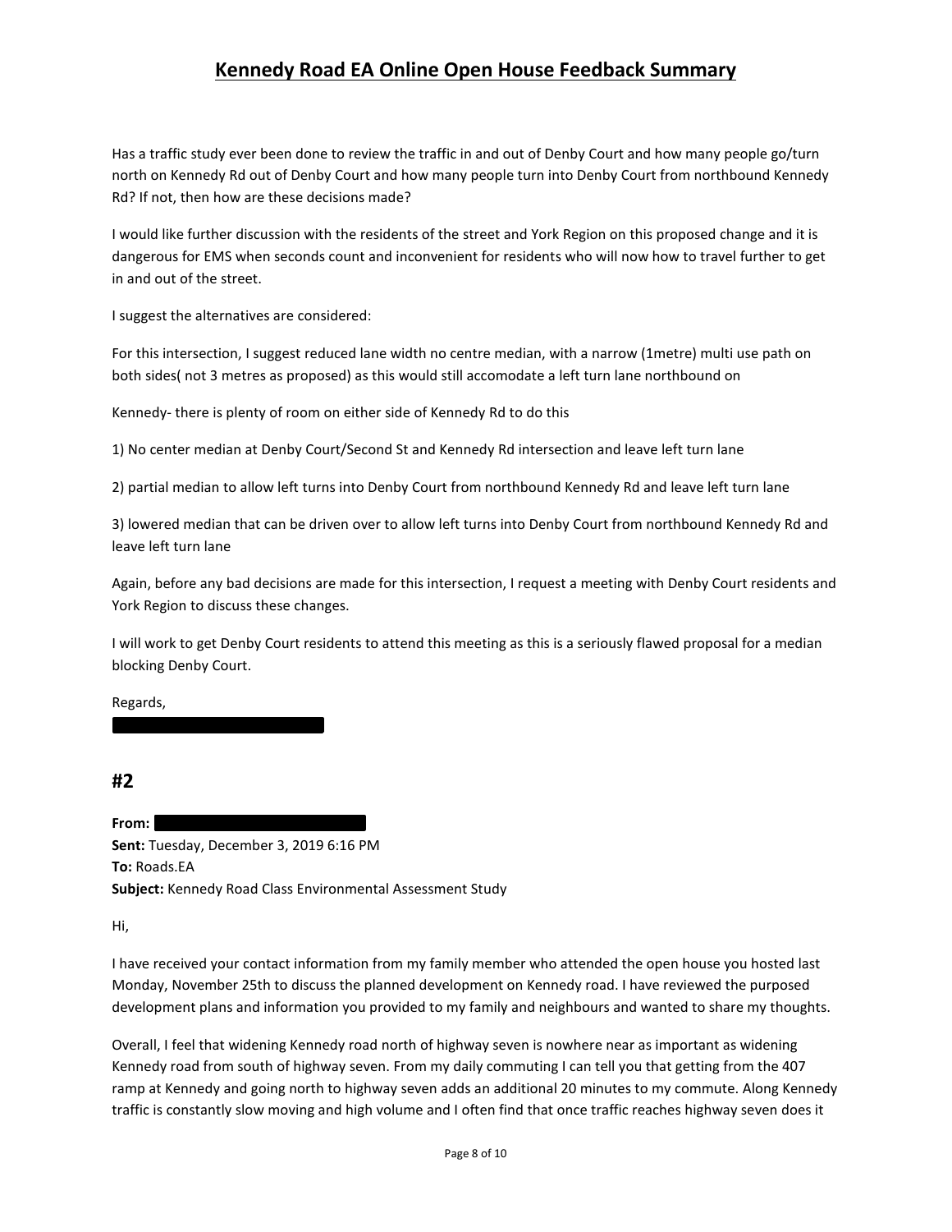Has a traffic study ever been done to review the traffic in and out of Denby Court and how many people go/turn north on Kennedy Rd out of Denby Court and how many people turn into Denby Court from northbound Kennedy Rd? If not, then how are these decisions made?

I would like further discussion with the residents of the street and York Region on this proposed change and it is dangerous for EMS when seconds count and inconvenient for residents who will now how to travel further to get in and out of the street.

I suggest the alternatives are considered:

For this intersection, I suggest reduced lane width no centre median, with a narrow (1metre) multi use path on both sides( not 3 metres as proposed) as this would still accomodate a left turn lane northbound on

Kennedy- there is plenty of room on either side of Kennedy Rd to do this

1) No center median at Denby Court/Second St and Kennedy Rd intersection and leave left turn lane

2) partial median to allow left turns into Denby Court from northbound Kennedy Rd and leave left turn lane

3) lowered median that can be driven over to allow left turns into Denby Court from northbound Kennedy Rd and leave left turn lane

Again, before any bad decisions are made for this intersection, I request a meeting with Denby Court residents and York Region to discuss these changes.

I will work to get Denby Court residents to attend this meeting as this is a seriously flawed proposal for a median blocking Denby Court.

Regards,

## #2

**From:**
**Sent:** Tuesday, December 3, 2019 6:16 PM
**To:** Roads.EA
**Subject:** Kennedy Road Class Environmental Assessment Study

Hi,

I have received your contact information from my family member who attended the open house you hosted last Monday, November 25th to discuss the planned development on Kennedy road. I have reviewed the purposed development plans and information you provided to my family and neighbours and wanted to share my thoughts.

Overall, I feel that widening Kennedy road north of highway seven is nowhere near as important as widening Kennedy road from south of highway seven. From my daily commuting I can tell you that getting from the 407 ramp at Kennedy and going north to highway seven adds an additional 20 minutes to my commute. Along Kennedy traffic is constantly slow moving and high volume and I often find that once traffic reaches highway seven does it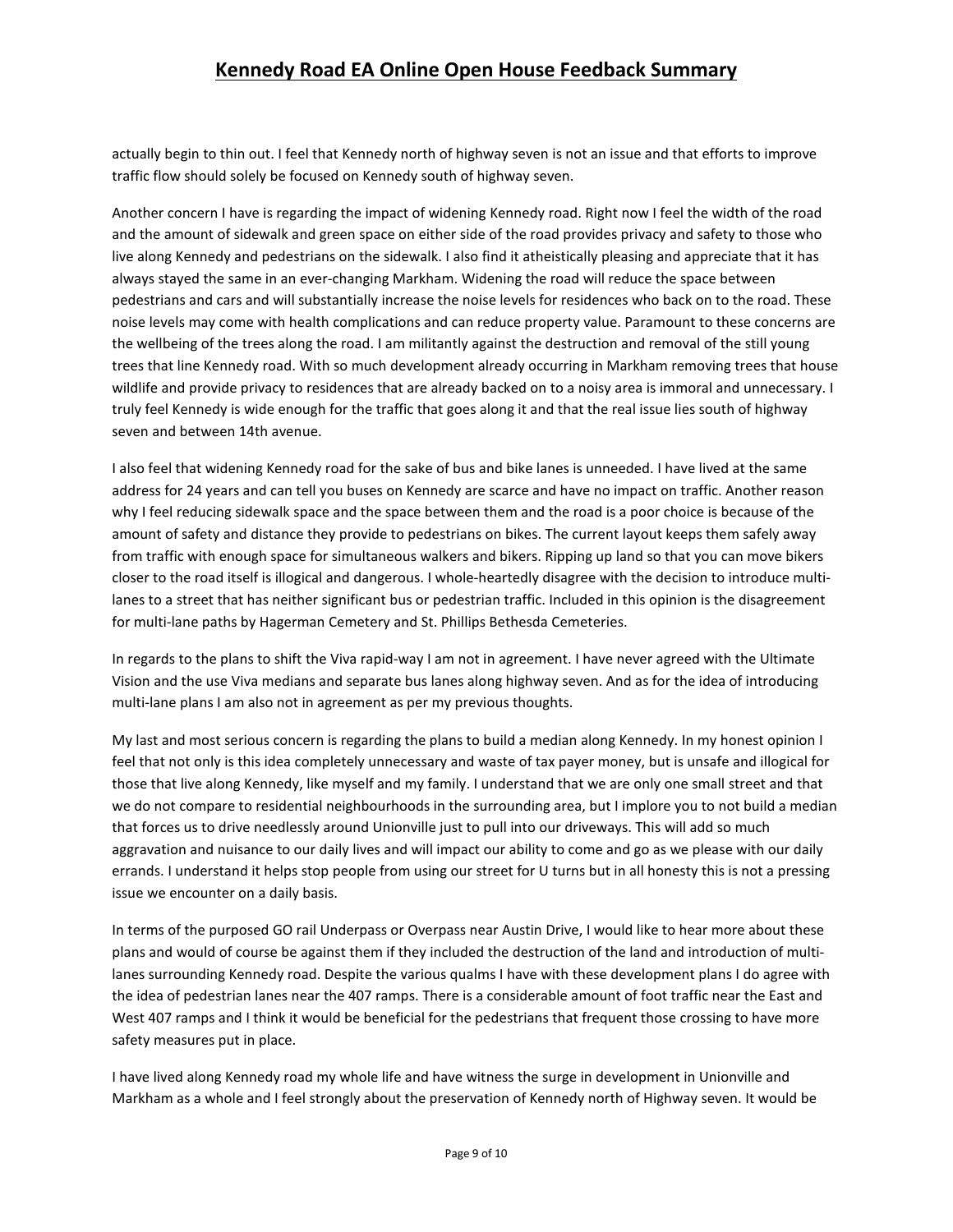actually begin to thin out. I feel that Kennedy north of highway seven is not an issue and that efforts to improve traffic flow should solely be focused on Kennedy south of highway seven.

Another concern I have is regarding the impact of widening Kennedy road. Right now I feel the width of the road and the amount of sidewalk and green space on either side of the road provides privacy and safety to those who live along Kennedy and pedestrians on the sidewalk. I also find it atheistically pleasing and appreciate that it has always stayed the same in an ever-changing Markham. Widening the road will reduce the space between pedestrians and cars and will substantially increase the noise levels for residences who back on to the road. These noise levels may come with health complications and can reduce property value. Paramount to these concerns are the wellbeing of the trees along the road. I am militantly against the destruction and removal of the still young trees that line Kennedy road. With so much development already occurring in Markham removing trees that house wildlife and provide privacy to residences that are already backed on to a noisy area is immoral and unnecessary. I truly feel Kennedy is wide enough for the traffic that goes along it and that the real issue lies south of highway seven and between 14th avenue.

I also feel that widening Kennedy road for the sake of bus and bike lanes is unneeded. I have lived at the same address for 24 years and can tell you buses on Kennedy are scarce and have no impact on traffic. Another reason why I feel reducing sidewalk space and the space between them and the road is a poor choice is because of the amount of safety and distance they provide to pedestrians on bikes. The current layout keeps them safely away from traffic with enough space for simultaneous walkers and bikers. Ripping up land so that you can move bikers closer to the road itself is illogical and dangerous. I whole-heartedly disagree with the decision to introduce multi-lanes to a street that has neither significant bus or pedestrian traffic. Included in this opinion is the disagreement for multi-lane paths by Hagerman Cemetery and St. Phillips Bethesda Cemeteries.

In regards to the plans to shift the Viva rapid-way I am not in agreement. I have never agreed with the Ultimate Vision and the use Viva medians and separate bus lanes along highway seven. And as for the idea of introducing multi-lane plans I am also not in agreement as per my previous thoughts.

My last and most serious concern is regarding the plans to build a median along Kennedy. In my honest opinion I feel that not only is this idea completely unnecessary and waste of tax payer money, but is unsafe and illogical for those that live along Kennedy, like myself and my family. I understand that we are only one small street and that we do not compare to residential neighbourhoods in the surrounding area, but I implore you to not build a median that forces us to drive needlessly around Unionville just to pull into our driveways. This will add so much aggravation and nuisance to our daily lives and will impact our ability to come and go as we please with our daily errands. I understand it helps stop people from using our street for U turns but in all honesty this is not a pressing issue we encounter on a daily basis.

In terms of the purposed GO rail Underpass or Overpass near Austin Drive, I would like to hear more about these plans and would of course be against them if they included the destruction of the land and introduction of multi-lanes surrounding Kennedy road. Despite the various qualms I have with these development plans I do agree with the idea of pedestrian lanes near the 407 ramps. There is a considerable amount of foot traffic near the East and West 407 ramps and I think it would be beneficial for the pedestrians that frequent those crossing to have more safety measures put in place.

I have lived along Kennedy road my whole life and have witness the surge in development in Unionville and Markham as a whole and I feel strongly about the preservation of Kennedy north of Highway seven. It would be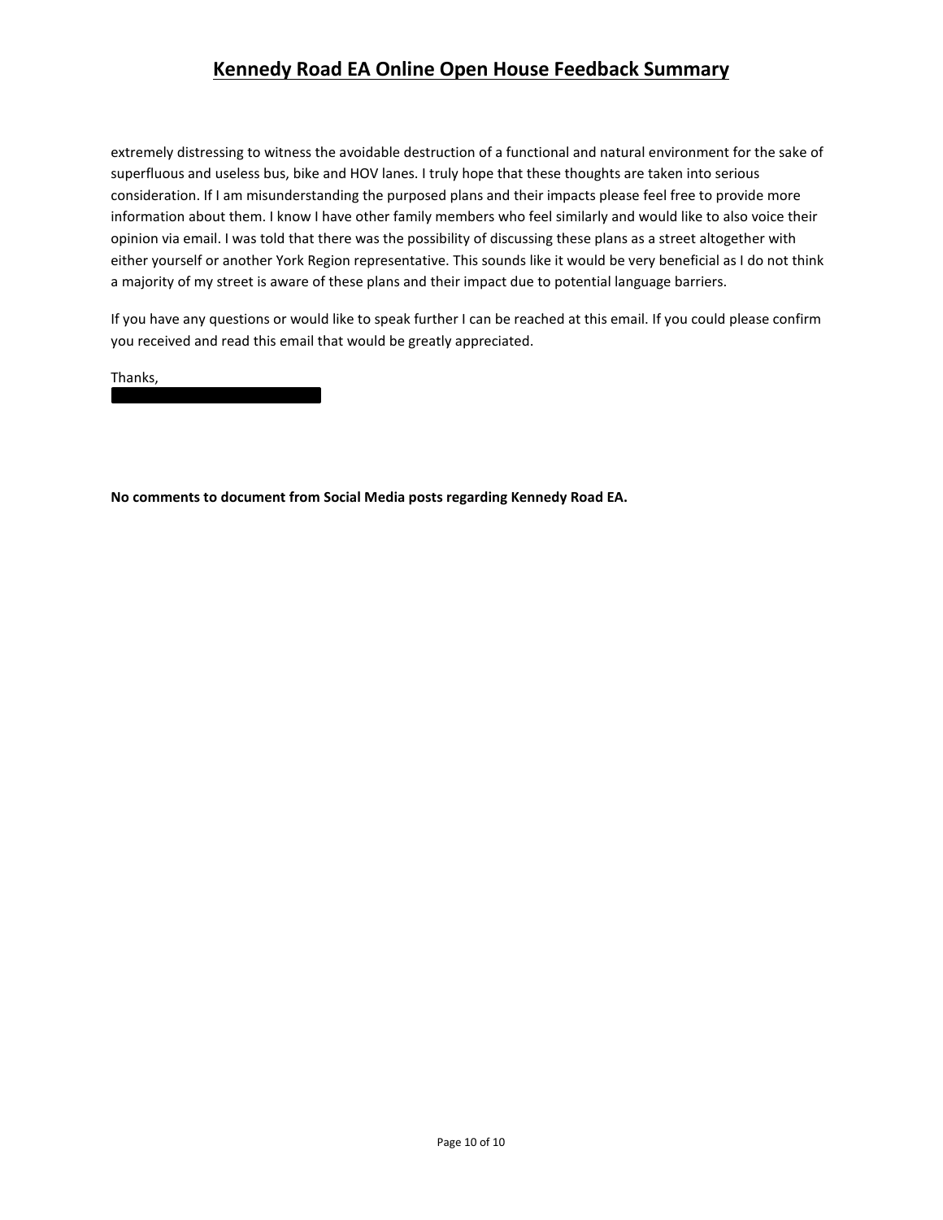extremely distressing to witness the avoidable destruction of a functional and natural environment for the sake of superfluous and useless bus, bike and HOV lanes. I truly hope that these thoughts are taken into serious consideration. If I am misunderstanding the purposed plans and their impacts please feel free to provide more information about them. I know I have other family members who feel similarly and would like to also voice their opinion via email. I was told that there was the possibility of discussing these plans as a street altogether with either yourself or another York Region representative. This sounds like it would be very beneficial as I do not think a majority of my street is aware of these plans and their impact due to potential language barriers.

If you have any questions or would like to speak further I can be reached at this email. If you could please confirm you received and read this email that would be greatly appreciated.

Thanks,

**No comments to document from Social Media posts regarding Kennedy Road EA.**